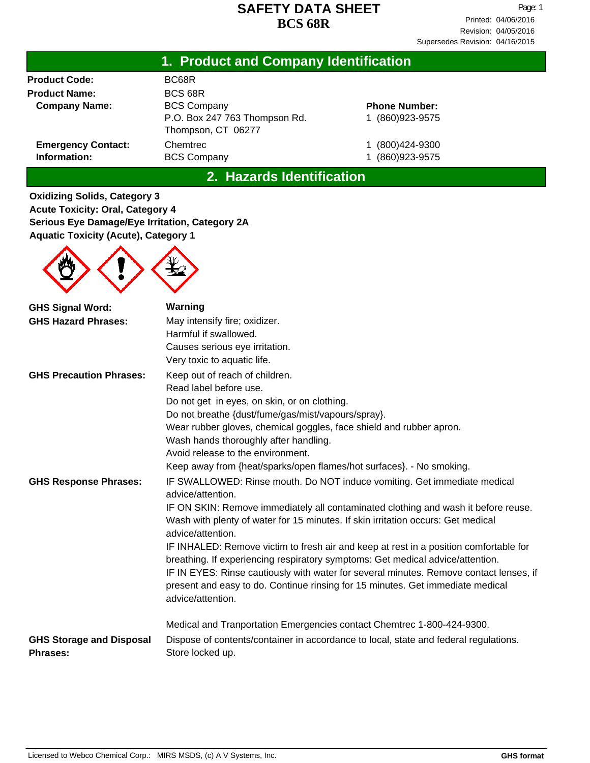# SAFETY DATA SHEET
# BCS 68R

Printed: 04/06/2016
Revision: 04/05/2016
Supersedes Revision: 04/16/2015

## 1. Product and Company Identification

| | | |
|---|---|---|
| **Product Code:** | BC68R | |
| **Product Name:** | BCS 68R | |
| **Company Name:** | BCS Company<br>P.O. Box 247 763 Thompson Rd.<br>Thompson, CT 06277 | **Phone Number:**<br>1 (860)923-9575 |
| **Emergency Contact:** | Chemtrec | 1 (800)424-9300 |
| **Information:** | BCS Company | 1 (860)923-9575 |

## 2. Hazards Identification

**Oxidizing Solids, Category 3**
**Acute Toxicity: Oral, Category 4**
**Serious Eye Damage/Eye Irritation, Category 2A**
**Aquatic Toxicity (Acute), Category 1**

**GHS Signal Word:** **Warning**

**GHS Hazard Phrases:**
May intensify fire; oxidizer.
Harmful if swallowed.
Causes serious eye irritation.
Very toxic to aquatic life.

**GHS Precaution Phrases:**
Keep out of reach of children.
Read label before use.
Do not get in eyes, on skin, or on clothing.
Do not breathe {dust/fume/gas/mist/vapours/spray}.
Wear rubber gloves, chemical goggles, face shield and rubber apron.
Wash hands thoroughly after handling.
Avoid release to the environment.
Keep away from {heat/sparks/open flames/hot surfaces}. - No smoking.

**GHS Response Phrases:**
IF SWALLOWED: Rinse mouth. Do NOT induce vomiting. Get immediate medical advice/attention.
IF ON SKIN: Remove immediately all contaminated clothing and wash it before reuse. Wash with plenty of water for 15 minutes. If skin irritation occurs: Get medical advice/attention.
IF INHALED: Remove victim to fresh air and keep at rest in a position comfortable for breathing. If experiencing respiratory symptoms: Get medical advice/attention.
IF IN EYES: Rinse cautiously with water for several minutes. Remove contact lenses, if present and easy to do. Continue rinsing for 15 minutes. Get immediate medical advice/attention.

Medical and Tranportation Emergencies contact Chemtrec 1-800-424-9300.

**GHS Storage and Disposal Phrases:**
Dispose of contents/container in accordance to local, state and federal regulations.
Store locked up.

Licensed to Webco Chemical Corp.: MIRS MSDS, (c) A V Systems, Inc. **GHS format**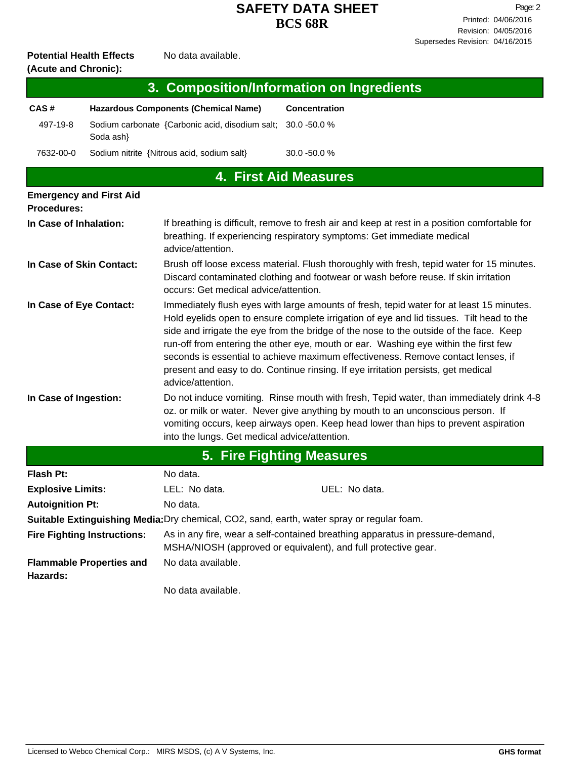**Potential Health Effects (Acute and Chronic):** No data available.

## 3. Composition/Information on Ingredients

| CAS # | Hazardous Components (Chemical Name) | Concentration |
|---|---|---|
| 497-19-8 | Sodium carbonate {Carbonic acid, disodium salt; Soda ash} | 30.0 -50.0 % |
| 7632-00-0 | Sodium nitrite {Nitrous acid, sodium salt} | 30.0 -50.0 % |

## 4. First Aid Measures

**Emergency and First Aid Procedures:**

**In Case of Inhalation:** If breathing is difficult, remove to fresh air and keep at rest in a position comfortable for breathing. If experiencing respiratory symptoms: Get immediate medical advice/attention.

**In Case of Skin Contact:** Brush off loose excess material. Flush thoroughly with fresh, tepid water for 15 minutes. Discard contaminated clothing and footwear or wash before reuse. If skin irritation occurs: Get medical advice/attention.

**In Case of Eye Contact:** Immediately flush eyes with large amounts of fresh, tepid water for at least 15 minutes. Hold eyelids open to ensure complete irrigation of eye and lid tissues. Tilt head to the side and irrigate the eye from the bridge of the nose to the outside of the face. Keep run-off from entering the other eye, mouth or ear. Washing eye within the first few seconds is essential to achieve maximum effectiveness. Remove contact lenses, if present and easy to do. Continue rinsing. If eye irritation persists, get medical advice/attention.

**In Case of Ingestion:** Do not induce vomiting. Rinse mouth with fresh, Tepid water, than immediately drink 4-8 oz. or milk or water. Never give anything by mouth to an unconscious person. If vomiting occurs, keep airways open. Keep head lower than hips to prevent aspiration into the lungs. Get medical advice/attention.

## 5. Fire Fighting Measures

**Flash Pt:** No data.

**Explosive Limits:** LEL: No data. UEL: No data.

**Autoignition Pt:** No data.

**Suitable Extinguishing Media:** Dry chemical, CO2, sand, earth, water spray or regular foam.

**Fire Fighting Instructions:** As in any fire, wear a self-contained breathing apparatus in pressure-demand, MSHA/NIOSH (approved or equivalent), and full protective gear.

**Flammable Properties and Hazards:** No data available.

No data available.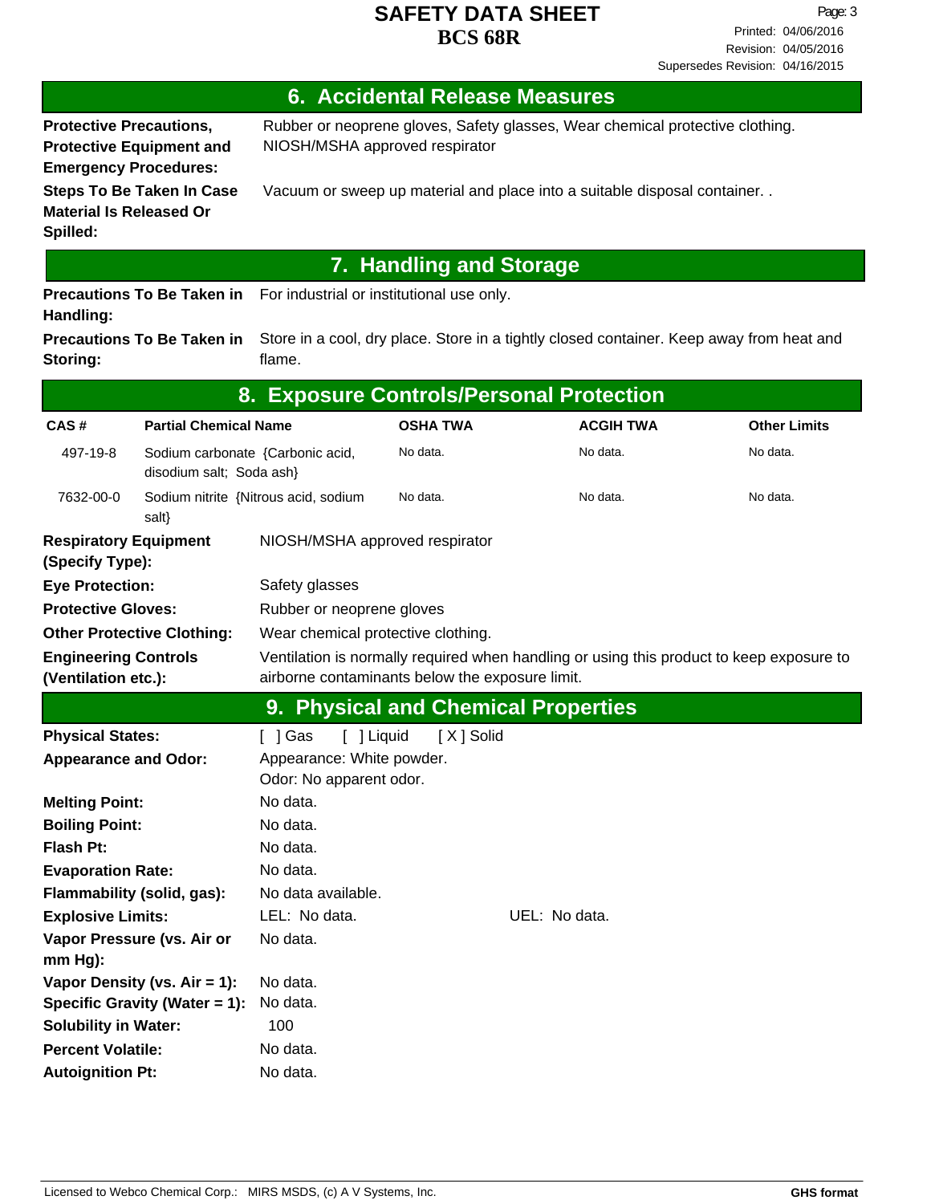## 6. Accidental Release Measures

**Protective Precautions, Protective Equipment and Emergency Procedures:** Rubber or neoprene gloves, Safety glasses, Wear chemical protective clothing. NIOSH/MSHA approved respirator

**Steps To Be Taken In Case Material Is Released Or Spilled:** Vacuum or sweep up material and place into a suitable disposal container. .

## 7. Handling and Storage

**Precautions To Be Taken in Handling:** For industrial or institutional use only.

**Precautions To Be Taken in Storing:** Store in a cool, dry place. Store in a tightly closed container. Keep away from heat and flame.

## 8. Exposure Controls/Personal Protection

| CAS # | Partial Chemical Name | OSHA TWA | ACGIH TWA | Other Limits |
|---|---|---|---|---|
| 497-19-8 | Sodium carbonate {Carbonic acid, disodium salt; Soda ash} | No data. | No data. | No data. |
| 7632-00-0 | Sodium nitrite {Nitrous acid, sodium salt} | No data. | No data. | No data. |

**Respiratory Equipment (Specify Type):** NIOSH/MSHA approved respirator

**Eye Protection:** Safety glasses

**Protective Gloves:** Rubber or neoprene gloves

**Other Protective Clothing:** Wear chemical protective clothing.

**Engineering Controls (Ventilation etc.):** Ventilation is normally required when handling or using this product to keep exposure to airborne contaminants below the exposure limit.

## 9. Physical and Chemical Properties

**Physical States:** [ ] Gas [ ] Liquid [ X ] Solid

**Appearance and Odor:** Appearance: White powder.
Odor: No apparent odor.

**Melting Point:** No data.

**Boiling Point:** No data.

**Flash Pt:** No data.

**Evaporation Rate:** No data.

**Flammability (solid, gas):** No data available.

**Explosive Limits:** LEL: No data. UEL: No data.

**Vapor Pressure (vs. Air or mm Hg):** No data.

**Vapor Density (vs. Air = 1):** No data.

**Specific Gravity (Water = 1):** No data.

**Solubility in Water:** 100

**Percent Volatile:** No data.

**Autoignition Pt:** No data.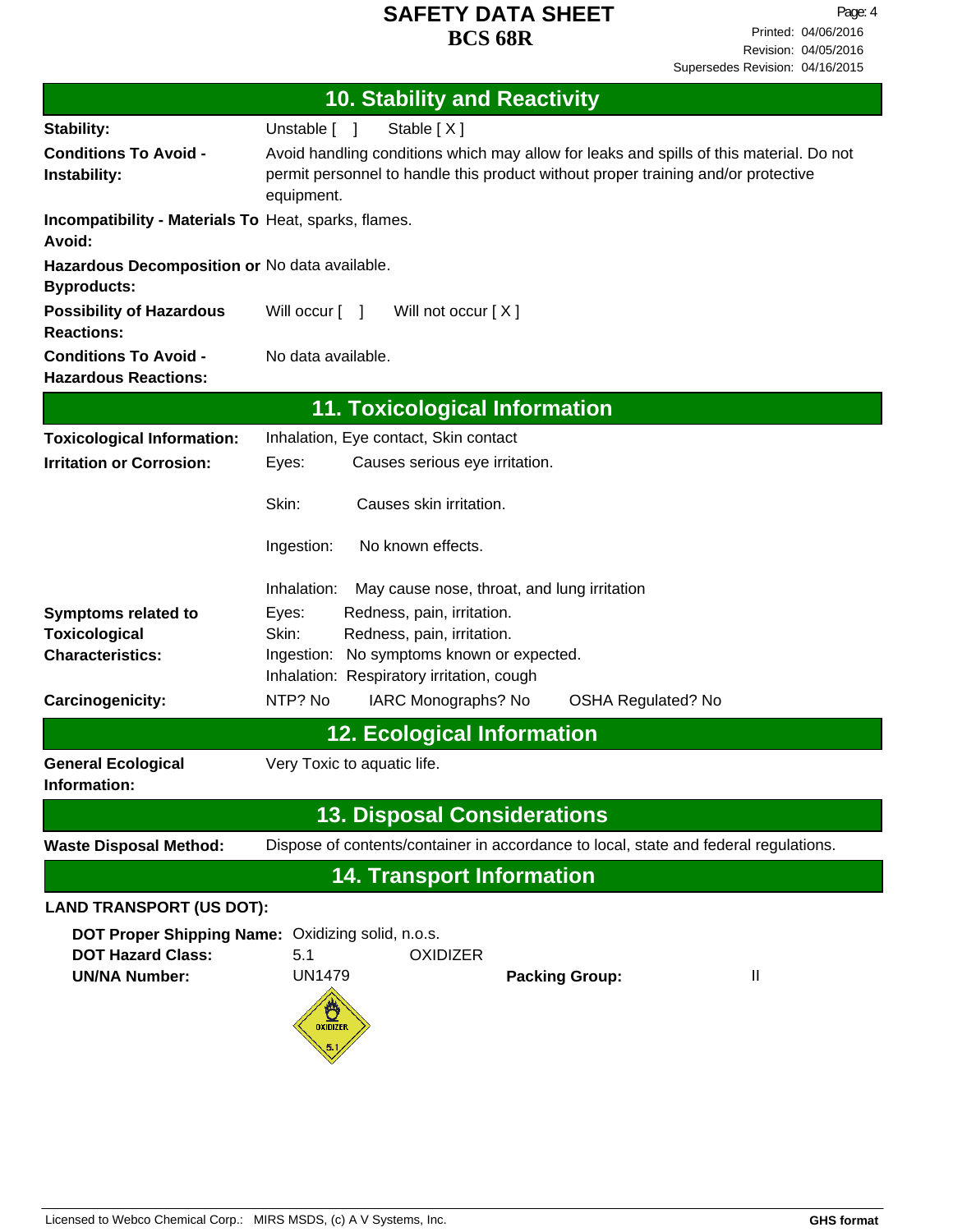# SAFETY DATA SHEET
# BCS 68R

Printed: 04/06/2016
Revision: 04/05/2016
Supersedes Revision: 04/16/2015

## 10. Stability and Reactivity

| | |
|---|---|
| **Stability:** | Unstable [ ] Stable [ X ] |
| **Conditions To Avoid - Instability:** | Avoid handling conditions which may allow for leaks and spills of this material. Do not permit personnel to handle this product without proper training and/or protective equipment. |
| **Incompatibility - Materials To Avoid:** | Heat, sparks, flames. |
| **Hazardous Decomposition or Byproducts:** | No data available. |
| **Possibility of Hazardous Reactions:** | Will occur [ ] Will not occur [ X ] |
| **Conditions To Avoid - Hazardous Reactions:** | No data available. |

## 11. Toxicological Information

| | |
|---|---|
| **Toxicological Information:** | Inhalation, Eye contact, Skin contact |
| **Irritation or Corrosion:** | Eyes: Causes serious eye irritation.<br>Skin: Causes skin irritation.<br>Ingestion: No known effects.<br>Inhalation: May cause nose, throat, and lung irritation |
| **Symptoms related to Toxicological Characteristics:** | Eyes: Redness, pain, irritation.<br>Skin: Redness, pain, irritation.<br>Ingestion: No symptoms known or expected.<br>Inhalation: Respiratory irritation, cough |
| **Carcinogenicity:** | NTP? No IARC Monographs? No OSHA Regulated? No |

## 12. Ecological Information

| | |
|---|---|
| **General Ecological Information:** | Very Toxic to aquatic life. |

## 13. Disposal Considerations

| | |
|---|---|
| **Waste Disposal Method:** | Dispose of contents/container in accordance to local, state and federal regulations. |

## 14. Transport Information

**LAND TRANSPORT (US DOT):**

**DOT Proper Shipping Name:** Oxidizing solid, n.o.s.
**DOT Hazard Class:** 5.1 OXIDIZER
**UN/NA Number:** UN1479 **Packing Group:** II

Licensed to Webco Chemical Corp.: MIRS MSDS, (c) A V Systems, Inc. **GHS format**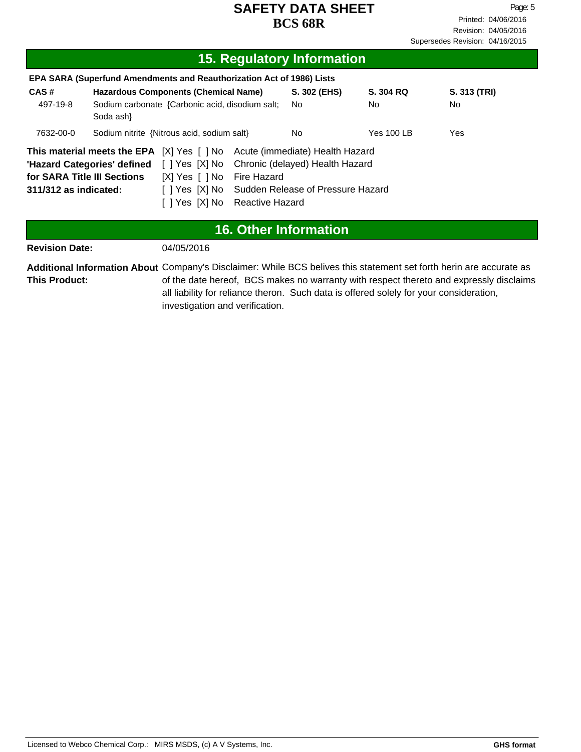## 15. Regulatory Information

**EPA SARA (Superfund Amendments and Reauthorization Act of 1986) Lists**

| CAS # | Hazardous Components (Chemical Name) | S. 302 (EHS) | S. 304 RQ | S. 313 (TRI) |
|---|---|---|---|---|
| 497-19-8 | Sodium carbonate {Carbonic acid, disodium salt; Soda ash} | No | No | No |
| 7632-00-0 | Sodium nitrite {Nitrous acid, sodium salt} | No | Yes 100 LB | Yes |

| | | |
|---|---|---|
| **This material meets the EPA 'Hazard Categories' defined for SARA Title III Sections 311/312 as indicated:** | [X] Yes [ ] No | Acute (immediate) Health Hazard |
| | [ ] Yes [X] No | Chronic (delayed) Health Hazard |
| | [X] Yes [ ] No | Fire Hazard |
| | [ ] Yes [X] No | Sudden Release of Pressure Hazard |
| | [ ] Yes [X] No | Reactive Hazard |

## 16. Other Information

**Revision Date:** 04/05/2016

**Additional Information About This Product:** Company's Disclaimer: While BCS belives this statement set forth herin are accurate as of the date hereof, BCS makes no warranty with respect thereto and expressly disclaims all liability for reliance theron. Such data is offered solely for your consideration, investigation and verification.